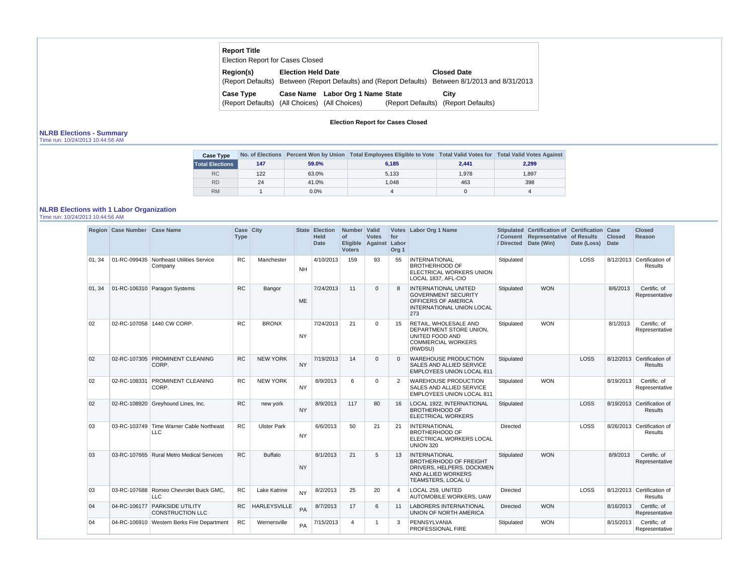| **Report Title** | | | | |
|---|---|---|---|---|
| Election Report for Cases Closed | | | | |
| **Region(s)** | **Election Held Date** | | | **Closed Date** |
| (Report Defaults) | Between (Report Defaults) and (Report Defaults) | | | Between 8/1/2013 and 8/31/2013 |
| **Case Type** | **Case Name** | **Labor Org 1 Name** | **State** | **City** |
| (Report Defaults) | (All Choices) | (All Choices) | (Report Defaults) | (Report Defaults) |

**Election Report for Cases Closed**

## NLRB Elections - Summary

Time run: 10/24/2013 10:44:56 AM

| Case Type | No. of Elections | Percent Won by Union | Total Employees Eligible to Vote | Total Valid Votes for | Total Valid Votes Against |
|---|---|---|---|---|---|
| **Total Elections** | **147** | **59.0%** | **6,185** | **2,441** | **2,299** |
| RC | 122 | 63.0% | 5,133 | 1,978 | 1,897 |
| RD | 24 | 41.0% | 1,048 | 463 | 398 |
| RM | 1 | 0.0% | 4 | 0 | 4 |

## NLRB Elections with 1 Labor Organization

Time run: 10/24/2013 10:44:56 AM

| Region | Case Number | Case Name | Case Type | City | State | Election Held Date | Number of Eligible Voters | Valid Votes Against | Votes for Labor Org 1 | Labor Org 1 Name | Stipulated / Consent / Directed | Certification of Representative Date (Win) | Certification of Results Date (Loss) | Case Closed Date | Closed Reason |
|---|---|---|---|---|---|---|---|---|---|---|---|---|---|---|---|
| 01, 34 | 01-RC-099435 | Northeast Utilities Service Company | RC | Manchester | NH | 4/10/2013 | 159 | 93 | 55 | INTERNATIONAL BROTHERHOOD OF ELECTRICAL WORKERS UNION LOCAL 1837, AFL-CIO | Stipulated | | LOSS | 8/12/2013 | Certification of Results |
| 01, 34 | 01-RC-106310 | Paragon Systems | RC | Bangor | ME | 7/24/2013 | 11 | 0 | 8 | INTERNATIONAL UNITED GOVERNMENT SECURITY OFFICERS OF AMERICA INTERNATIONAL UNION LOCAL 273 | Stipulated | WON | | 8/6/2013 | Certific. of Representative |
| 02 | 02-RC-107058 | 1440 CW CORP. | RC | BRONX | NY | 7/24/2013 | 21 | 0 | 15 | RETAIL, WHOLESALE AND DEPARTMENT STORE UNION, UNITED FOOD AND COMMERCIAL WORKERS (RWDSU) | Stipulated | WON | | 8/1/2013 | Certific. of Representative |
| 02 | 02-RC-107305 | PROMINENT CLEANING CORP. | RC | NEW YORK | NY | 7/19/2013 | 14 | 0 | 0 | WAREHOUSE PRODUCTION SALES AND ALLIED SERVICE EMPLOYEES UNION LOCAL 811 | Stipulated | | LOSS | 8/12/2013 | Certification of Results |
| 02 | 02-RC-108331 | PROMINENT CLEANING CORP. | RC | NEW YORK | NY | 8/9/2013 | 6 | 0 | 2 | WAREHOUSE PRODUCTION SALES AND ALLIED SERVICE EMPLOYEES UNION LOCAL 811 | Stipulated | WON | | 8/19/2013 | Certific. of Representative |
| 02 | 02-RC-108920 | Greyhound Lines, Inc. | RC | new york | NY | 8/9/2013 | 117 | 80 | 16 | LOCAL 1922, INTERNATIONAL BROTHERHOOD OF ELECTRICAL WORKERS | Stipulated | | LOSS | 8/19/2013 | Certification of Results |
| 03 | 03-RC-103749 | Time Warner Cable Northeast LLC | RC | Ulster Park | NY | 6/6/2013 | 50 | 21 | 21 | INTERNATIONAL BROTHERHOOD OF ELECTRICAL WORKERS LOCAL UNION 320 | Directed | | LOSS | 8/26/2013 | Certification of Results |
| 03 | 03-RC-107665 | Rural Metro Medical Services | RC | Buffalo | NY | 8/1/2013 | 21 | 5 | 13 | INTERNATIONAL BROTHERHOOD OF FREIGHT DRIVERS, HELPERS. DOCKMEN AND ALLIED WORKERS TEAMSTERS, LOCAL U | Stipulated | WON | | 8/9/2013 | Certific. of Representative |
| 03 | 03-RC-107688 | Romeo Chevrolet Buick GMC, LLC | RC | Lake Katrine | NY | 8/2/2013 | 25 | 20 | 4 | LOCAL 259, UNITED AUTOMOBILE WORKERS, UAW | Directed | | LOSS | 8/12/2013 | Certification of Results |
| 04 | 04-RC-106177 | PARKSIDE UTILITY CONSTRUCTION LLC | RC | HARLEYSVILLE | PA | 8/7/2013 | 17 | 6 | 11 | LABORERS INTERNATIONAL UNION OF NORTH AMERICA | Directed | WON | | 8/16/2013 | Certific. of Representative |
| 04 | 04-RC-106910 | Western Berks Fire Department | RC | Wernersville | PA | 7/15/2013 | 4 | 1 | 3 | PENNSYLVANIA PROFESSIONAL FIRE | Stipulated | WON | | 8/15/2013 | Certific. of Representative |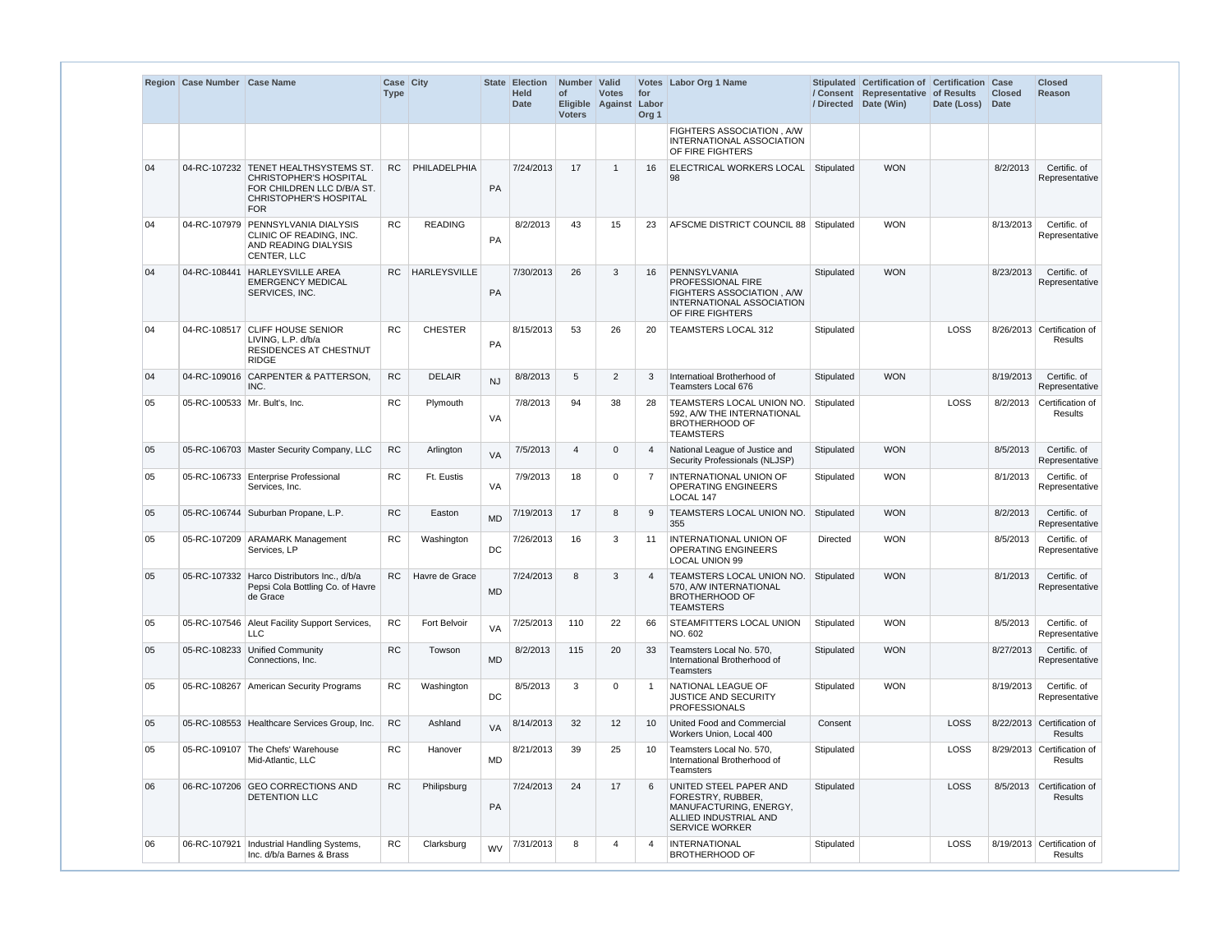| Region | Case Number | Case Name | Case Type | City | State | Election Held Date | Number of Eligible Voters | Valid Votes Against | Votes for Labor Org 1 | Labor Org 1 Name | Stipulated / Consent / Directed | Certification of Representative Date (Win) | Certification of Results Date (Loss) | Case Closed Date | Closed Reason |
|---|---|---|---|---|---|---|---|---|---|---|---|---|---|---|---|
| | | | | | | | | | | FIGHTERS ASSOCIATION , A/W INTERNATIONAL ASSOCIATION OF FIRE FIGHTERS | | | | | |
| 04 | 04-RC-107232 | TENET HEALTHSYSTEMS ST. CHRISTOPHER'S HOSPITAL FOR CHILDREN LLC D/B/A ST. CHRISTOPHER'S HOSPITAL FOR | RC | PHILADELPHIA | PA | 7/24/2013 | 17 | 1 | 16 | ELECTRICAL WORKERS LOCAL 98 | Stipulated | WON | | 8/2/2013 | Certific. of Representative |
| 04 | 04-RC-107979 | PENNSYLVANIA DIALYSIS CLINIC OF READING, INC. AND READING DIALYSIS CENTER, LLC | RC | READING | PA | 8/2/2013 | 43 | 15 | 23 | AFSCME DISTRICT COUNCIL 88 | Stipulated | WON | | 8/13/2013 | Certific. of Representative |
| 04 | 04-RC-108441 | HARLEYSVILLE AREA EMERGENCY MEDICAL SERVICES, INC. | RC | HARLEYSVILLE | PA | 7/30/2013 | 26 | 3 | 16 | PENNSYLVANIA PROFESSIONAL FIRE FIGHTERS ASSOCIATION , A/W INTERNATIONAL ASSOCIATION OF FIRE FIGHTERS | Stipulated | WON | | 8/23/2013 | Certific. of Representative |
| 04 | 04-RC-108517 | CLIFF HOUSE SENIOR LIVING, L.P. d/b/a RESIDENCES AT CHESTNUT RIDGE | RC | CHESTER | PA | 8/15/2013 | 53 | 26 | 20 | TEAMSTERS LOCAL 312 | Stipulated | | LOSS | 8/26/2013 | Certification of Results |
| 04 | 04-RC-109016 | CARPENTER & PATTERSON, INC. | RC | DELAIR | NJ | 8/8/2013 | 5 | 2 | 3 | Internatioal Brotherhood of Teamsters Local 676 | Stipulated | WON | | 8/19/2013 | Certific. of Representative |
| 05 | 05-RC-100533 | Mr. Bult's, Inc. | RC | Plymouth | VA | 7/8/2013 | 94 | 38 | 28 | TEAMSTERS LOCAL UNION NO. 592, A/W THE INTERNATIONAL BROTHERHOOD OF TEAMSTERS | Stipulated | | LOSS | 8/2/2013 | Certification of Results |
| 05 | 05-RC-106703 | Master Security Company, LLC | RC | Arlington | VA | 7/5/2013 | 4 | 0 | 4 | National League of Justice and Security Professionals (NLJSP) | Stipulated | WON | | 8/5/2013 | Certific. of Representative |
| 05 | 05-RC-106733 | Enterprise Professional Services, Inc. | RC | Ft. Eustis | VA | 7/9/2013 | 18 | 0 | 7 | INTERNATIONAL UNION OF OPERATING ENGINEERS LOCAL 147 | Stipulated | WON | | 8/1/2013 | Certific. of Representative |
| 05 | 05-RC-106744 | Suburban Propane, L.P. | RC | Easton | MD | 7/19/2013 | 17 | 8 | 9 | TEAMSTERS LOCAL UNION NO. 355 | Stipulated | WON | | 8/2/2013 | Certific. of Representative |
| 05 | 05-RC-107209 | ARAMARK Management Services, LP | RC | Washington | DC | 7/26/2013 | 16 | 3 | 11 | INTERNATIONAL UNION OF OPERATING ENGINEERS LOCAL UNION 99 | Directed | WON | | 8/5/2013 | Certific. of Representative |
| 05 | 05-RC-107332 | Harco Distributors Inc., d/b/a Pepsi Cola Bottling Co. of Havre de Grace | RC | Havre de Grace | MD | 7/24/2013 | 8 | 3 | 4 | TEAMSTERS LOCAL UNION NO. 570, A/W INTERNATIONAL BROTHERHOOD OF TEAMSTERS | Stipulated | WON | | 8/1/2013 | Certific. of Representative |
| 05 | 05-RC-107546 | Aleut Facility Support Services, LLC | RC | Fort Belvoir | VA | 7/25/2013 | 110 | 22 | 66 | STEAMFITTERS LOCAL UNION NO. 602 | Stipulated | WON | | 8/5/2013 | Certific. of Representative |
| 05 | 05-RC-108233 | Unified Community Connections, Inc. | RC | Towson | MD | 8/2/2013 | 115 | 20 | 33 | Teamsters Local No. 570, International Brotherhood of Teamsters | Stipulated | WON | | 8/27/2013 | Certific. of Representative |
| 05 | 05-RC-108267 | American Security Programs | RC | Washington | DC | 8/5/2013 | 3 | 0 | 1 | NATIONAL LEAGUE OF JUSTICE AND SECURITY PROFESSIONALS | Stipulated | WON | | 8/19/2013 | Certific. of Representative |
| 05 | 05-RC-108553 | Healthcare Services Group, Inc. | RC | Ashland | VA | 8/14/2013 | 32 | 12 | 10 | United Food and Commercial Workers Union, Local 400 | Consent | | LOSS | 8/22/2013 | Certification of Results |
| 05 | 05-RC-109107 | The Chefs' Warehouse Mid-Atlantic, LLC | RC | Hanover | MD | 8/21/2013 | 39 | 25 | 10 | Teamsters Local No. 570, International Brotherhood of Teamsters | Stipulated | | LOSS | 8/29/2013 | Certification of Results |
| 06 | 06-RC-107206 | GEO CORRECTIONS AND DETENTION LLC | RC | Philipsburg | PA | 7/24/2013 | 24 | 17 | 6 | UNITED STEEL PAPER AND FORESTRY, RUBBER, MANUFACTURING, ENERGY, ALLIED INDUSTRIAL AND SERVICE WORKER | Stipulated | | LOSS | 8/5/2013 | Certification of Results |
| 06 | 06-RC-107921 | Industrial Handling Systems, Inc. d/b/a Barnes & Brass | RC | Clarksburg | WV | 7/31/2013 | 8 | 4 | 4 | INTERNATIONAL BROTHERHOOD OF | Stipulated | | LOSS | 8/19/2013 | Certification of Results |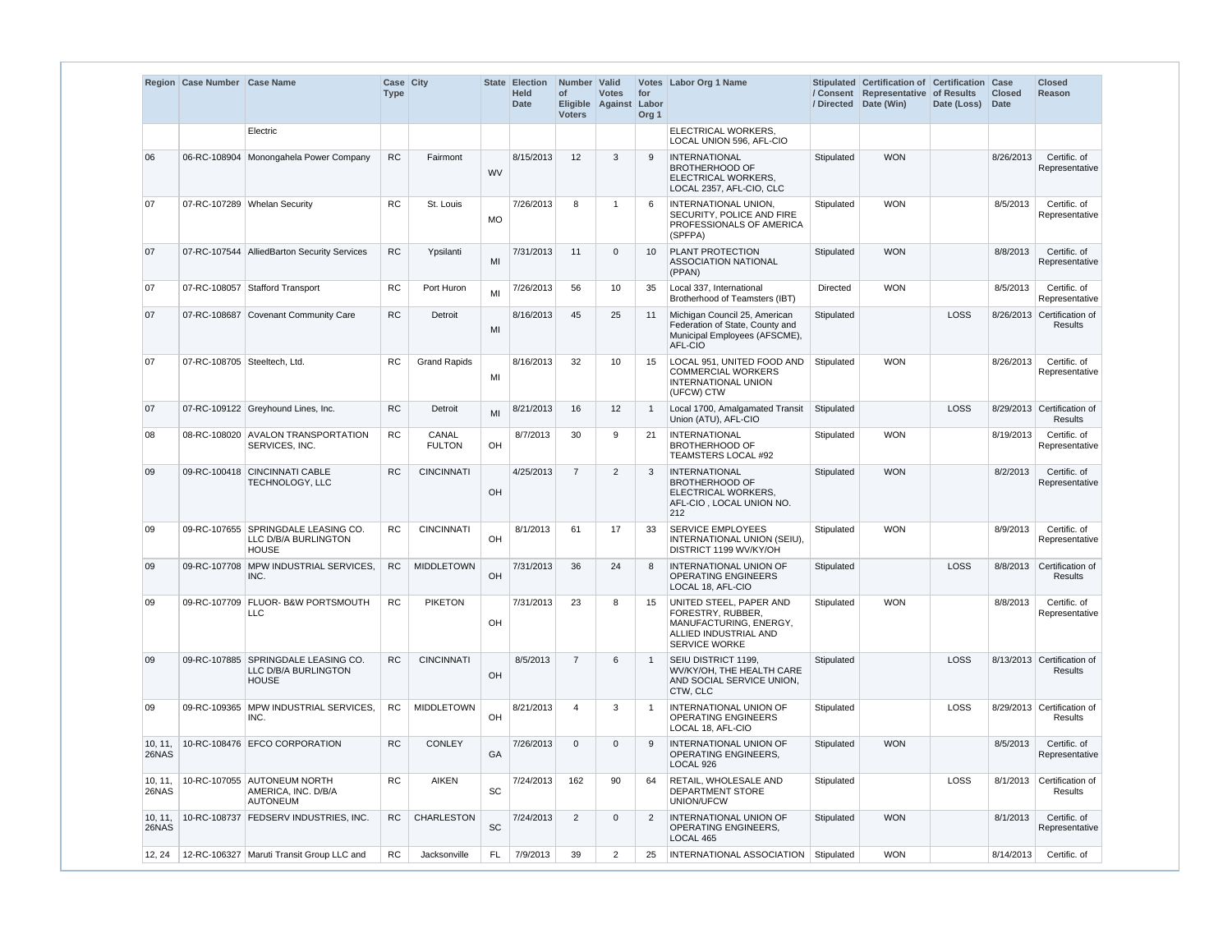| Region | Case Number | Case Name | Case Type | City | State | Election Held Date | Number of Eligible Voters | Valid Votes Against | Votes for Labor Org 1 | Labor Org 1 Name | Stipulated / Consent / Directed | Certification of Representative Date (Win) | Certification of Results Date (Loss) | Case Closed Date | Closed Reason |
|---|---|---|---|---|---|---|---|---|---|---|---|---|---|---|---|
| | | Electric | | | | | | | | ELECTRICAL WORKERS, LOCAL UNION 596, AFL-CIO | | | | | |
| 06 | 06-RC-108904 | Monongahela Power Company | RC | Fairmont | WV | 8/15/2013 | 12 | 3 | 9 | INTERNATIONAL BROTHERHOOD OF ELECTRICAL WORKERS, LOCAL 2357, AFL-CIO, CLC | Stipulated | WON | | 8/26/2013 | Certific. of Representative |
| 07 | 07-RC-107289 | Whelan Security | RC | St. Louis | MO | 7/26/2013 | 8 | 1 | 6 | INTERNATIONAL UNION, SECURITY, POLICE AND FIRE PROFESSIONALS OF AMERICA (SPFPA) | Stipulated | WON | | 8/5/2013 | Certific. of Representative |
| 07 | 07-RC-107544 | AlliedBarton Security Services | RC | Ypsilanti | MI | 7/31/2013 | 11 | 0 | 10 | PLANT PROTECTION ASSOCIATION NATIONAL (PPAN) | Stipulated | WON | | 8/8/2013 | Certific. of Representative |
| 07 | 07-RC-108057 | Stafford Transport | RC | Port Huron | MI | 7/26/2013 | 56 | 10 | 35 | Local 337, International Brotherhood of Teamsters (IBT) | Directed | WON | | 8/5/2013 | Certific. of Representative |
| 07 | 07-RC-108687 | Covenant Community Care | RC | Detroit | MI | 8/16/2013 | 45 | 25 | 11 | Michigan Council 25, American Federation of State, County and Municipal Employees (AFSCME), AFL-CIO | Stipulated | | LOSS | 8/26/2013 | Certification of Results |
| 07 | 07-RC-108705 | Steeltech, Ltd. | RC | Grand Rapids | MI | 8/16/2013 | 32 | 10 | 15 | LOCAL 951, UNITED FOOD AND COMMERCIAL WORKERS INTERNATIONAL UNION (UFCW) CTW | Stipulated | WON | | 8/26/2013 | Certific. of Representative |
| 07 | 07-RC-109122 | Greyhound Lines, Inc. | RC | Detroit | MI | 8/21/2013 | 16 | 12 | 1 | Local 1700, Amalgamated Transit Union (ATU), AFL-CIO | Stipulated | | LOSS | 8/29/2013 | Certification of Results |
| 08 | 08-RC-108020 | AVALON TRANSPORTATION SERVICES, INC. | RC | CANAL FULTON | OH | 8/7/2013 | 30 | 9 | 21 | INTERNATIONAL BROTHERHOOD OF TEAMSTERS LOCAL #92 | Stipulated | WON | | 8/19/2013 | Certific. of Representative |
| 09 | 09-RC-100418 | CINCINNATI CABLE TECHNOLOGY, LLC | RC | CINCINNATI | OH | 4/25/2013 | 7 | 2 | 3 | INTERNATIONAL BROTHERHOOD OF ELECTRICAL WORKERS, AFL-CIO , LOCAL UNION NO. 212 | Stipulated | WON | | 8/2/2013 | Certific. of Representative |
| 09 | 09-RC-107655 | SPRINGDALE LEASING CO. LLC D/B/A BURLINGTON HOUSE | RC | CINCINNATI | OH | 8/1/2013 | 61 | 17 | 33 | SERVICE EMPLOYEES INTERNATIONAL UNION (SEIU), DISTRICT 1199 WV/KY/OH | Stipulated | WON | | 8/9/2013 | Certific. of Representative |
| 09 | 09-RC-107708 | MPW INDUSTRIAL SERVICES, INC. | RC | MIDDLETOWN | OH | 7/31/2013 | 36 | 24 | 8 | INTERNATIONAL UNION OF OPERATING ENGINEERS LOCAL 18, AFL-CIO | Stipulated | | LOSS | 8/8/2013 | Certification of Results |
| 09 | 09-RC-107709 | FLUOR- B&W PORTSMOUTH LLC | RC | PIKETON | OH | 7/31/2013 | 23 | 8 | 15 | UNITED STEEL, PAPER AND FORESTRY, RUBBER, MANUFACTURING, ENERGY, ALLIED INDUSTRIAL AND SERVICE WORKE | Stipulated | WON | | 8/8/2013 | Certific. of Representative |
| 09 | 09-RC-107885 | SPRINGDALE LEASING CO. LLC D/B/A BURLINGTON HOUSE | RC | CINCINNATI | OH | 8/5/2013 | 7 | 6 | 1 | SEIU DISTRICT 1199, WV/KY/OH, THE HEALTH CARE AND SOCIAL SERVICE UNION, CTW, CLC | Stipulated | | LOSS | 8/13/2013 | Certification of Results |
| 09 | 09-RC-109365 | MPW INDUSTRIAL SERVICES, INC. | RC | MIDDLETOWN | OH | 8/21/2013 | 4 | 3 | 1 | INTERNATIONAL UNION OF OPERATING ENGINEERS LOCAL 18, AFL-CIO | Stipulated | | LOSS | 8/29/2013 | Certification of Results |
| 10, 11, 26NAS | 10-RC-108476 | EFCO CORPORATION | RC | CONLEY | GA | 7/26/2013 | 0 | 0 | 9 | INTERNATIONAL UNION OF OPERATING ENGINEERS, LOCAL 926 | Stipulated | WON | | 8/5/2013 | Certific. of Representative |
| 10, 11, 26NAS | 10-RC-107055 | AUTONEUM NORTH AMERICA, INC. D/B/A AUTONEUM | RC | AIKEN | SC | 7/24/2013 | 162 | 90 | 64 | RETAIL, WHOLESALE AND DEPARTMENT STORE UNION/UFCW | Stipulated | | LOSS | 8/1/2013 | Certification of Results |
| 10, 11, 26NAS | 10-RC-108737 | FEDSERV INDUSTRIES, INC. | RC | CHARLESTON | SC | 7/24/2013 | 2 | 0 | 2 | INTERNATIONAL UNION OF OPERATING ENGINEERS, LOCAL 465 | Stipulated | WON | | 8/1/2013 | Certific. of Representative |
| 12, 24 | 12-RC-106327 | Maruti Transit Group LLC and | RC | Jacksonville | FL | 7/9/2013 | 39 | 2 | 25 | INTERNATIONAL ASSOCIATION | Stipulated | WON | | 8/14/2013 | Certific. of |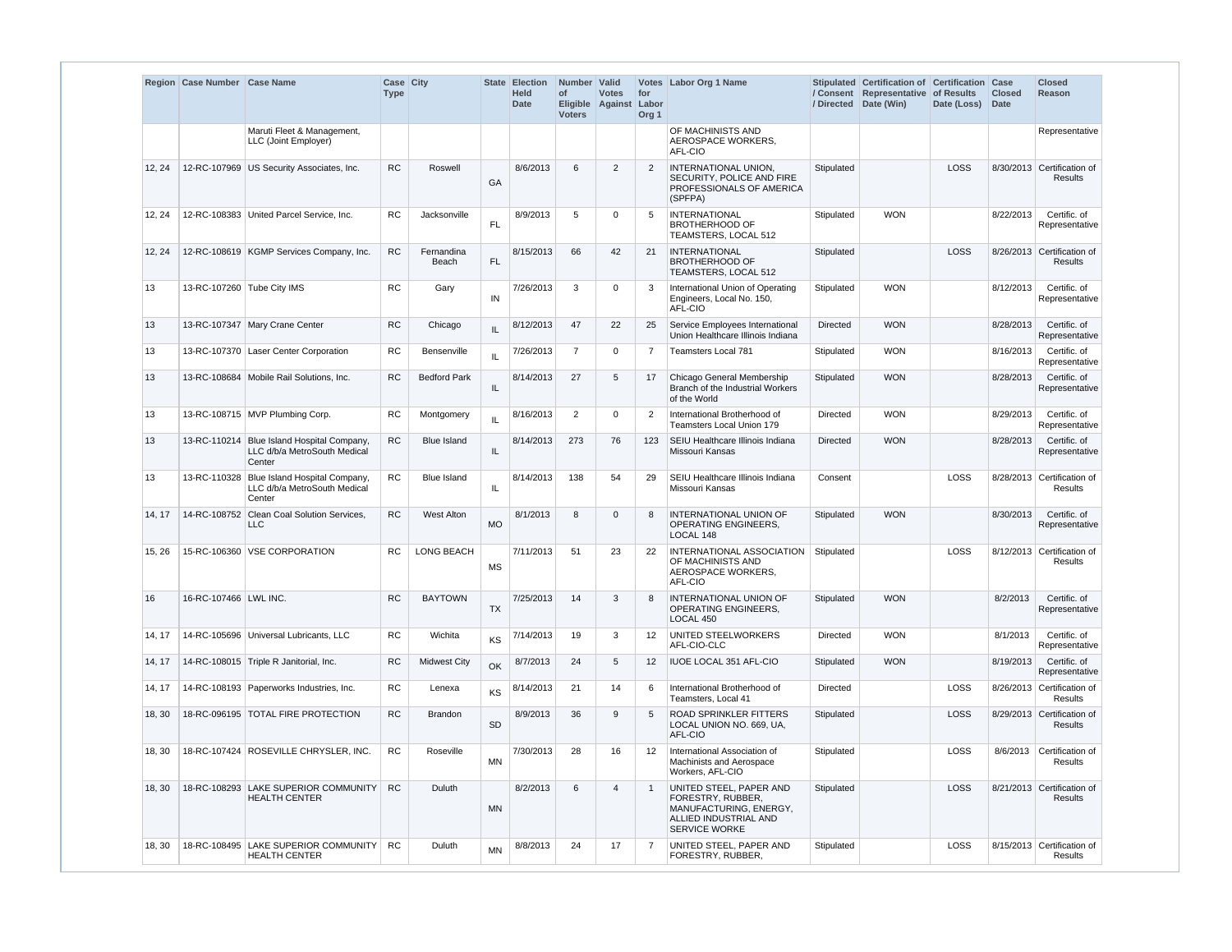| Region | Case Number | Case Name | Case Type | City | State | Election Held Date | Number of Eligible Voters | Valid Votes Against | Votes for Labor Org 1 | Labor Org 1 Name | Stipulated / Consent / Directed | Certification of Representative Date (Win) | Certification of Results Date (Loss) | Case Closed Date | Closed Reason |
|---|---|---|---|---|---|---|---|---|---|---|---|---|---|---|---|
| | | Maruti Fleet & Management, LLC (Joint Employer) | | | | | | | | OF MACHINISTS AND AEROSPACE WORKERS, AFL-CIO | | | | | Representative |
| 12, 24 | 12-RC-107969 | US Security Associates, Inc. | RC | Roswell | GA | 8/6/2013 | 6 | 2 | 2 | INTERNATIONAL UNION, SECURITY, POLICE AND FIRE PROFESSIONALS OF AMERICA (SPFPA) | Stipulated | | LOSS | 8/30/2013 | Certification of Results |
| 12, 24 | 12-RC-108383 | United Parcel Service, Inc. | RC | Jacksonville | FL | 8/9/2013 | 5 | 0 | 5 | INTERNATIONAL BROTHERHOOD OF TEAMSTERS, LOCAL 512 | Stipulated | WON | | 8/22/2013 | Certific. of Representative |
| 12, 24 | 12-RC-108619 | KGMP Services Company, Inc. | RC | Fernandina Beach | FL | 8/15/2013 | 66 | 42 | 21 | INTERNATIONAL BROTHERHOOD OF TEAMSTERS, LOCAL 512 | Stipulated | | LOSS | 8/26/2013 | Certification of Results |
| 13 | 13-RC-107260 | Tube City IMS | RC | Gary | IN | 7/26/2013 | 3 | 0 | 3 | International Union of Operating Engineers, Local No. 150, AFL-CIO | Stipulated | WON | | 8/12/2013 | Certific. of Representative |
| 13 | 13-RC-107347 | Mary Crane Center | RC | Chicago | IL | 8/12/2013 | 47 | 22 | 25 | Service Employees International Union Healthcare Illinois Indiana | Directed | WON | | 8/28/2013 | Certific. of Representative |
| 13 | 13-RC-107370 | Laser Center Corporation | RC | Bensenville | IL | 7/26/2013 | 7 | 0 | 7 | Teamsters Local 781 | Stipulated | WON | | 8/16/2013 | Certific. of Representative |
| 13 | 13-RC-108684 | Mobile Rail Solutions, Inc. | RC | Bedford Park | IL | 8/14/2013 | 27 | 5 | 17 | Chicago General Membership Branch of the Industrial Workers of the World | Stipulated | WON | | 8/28/2013 | Certific. of Representative |
| 13 | 13-RC-108715 | MVP Plumbing Corp. | RC | Montgomery | IL | 8/16/2013 | 2 | 0 | 2 | International Brotherhood of Teamsters Local Union 179 | Directed | WON | | 8/29/2013 | Certific. of Representative |
| 13 | 13-RC-110214 | Blue Island Hospital Company, LLC d/b/a MetroSouth Medical Center | RC | Blue Island | IL | 8/14/2013 | 273 | 76 | 123 | SEIU Healthcare Illinois Indiana Missouri Kansas | Directed | WON | | 8/28/2013 | Certific. of Representative |
| 13 | 13-RC-110328 | Blue Island Hospital Company, LLC d/b/a MetroSouth Medical Center | RC | Blue Island | IL | 8/14/2013 | 138 | 54 | 29 | SEIU Healthcare Illinois Indiana Missouri Kansas | Consent | | LOSS | 8/28/2013 | Certification of Results |
| 14, 17 | 14-RC-108752 | Clean Coal Solution Services, LLC | RC | West Alton | MO | 8/1/2013 | 8 | 0 | 8 | INTERNATIONAL UNION OF OPERATING ENGINEERS, LOCAL 148 | Stipulated | WON | | 8/30/2013 | Certific. of Representative |
| 15, 26 | 15-RC-106360 | VSE CORPORATION | RC | LONG BEACH | MS | 7/11/2013 | 51 | 23 | 22 | INTERNATIONAL ASSOCIATION OF MACHINISTS AND AEROSPACE WORKERS, AFL-CIO | Stipulated | | LOSS | 8/12/2013 | Certification of Results |
| 16 | 16-RC-107466 | LWL INC. | RC | BAYTOWN | TX | 7/25/2013 | 14 | 3 | 8 | INTERNATIONAL UNION OF OPERATING ENGINEERS, LOCAL 450 | Stipulated | WON | | 8/2/2013 | Certific. of Representative |
| 14, 17 | 14-RC-105696 | Universal Lubricants, LLC | RC | Wichita | KS | 7/14/2013 | 19 | 3 | 12 | UNITED STEELWORKERS AFL-CIO-CLC | Directed | WON | | 8/1/2013 | Certific. of Representative |
| 14, 17 | 14-RC-108015 | Triple R Janitorial, Inc. | RC | Midwest City | OK | 8/7/2013 | 24 | 5 | 12 | IUOE LOCAL 351 AFL-CIO | Stipulated | WON | | 8/19/2013 | Certific. of Representative |
| 14, 17 | 14-RC-108193 | Paperworks Industries, Inc. | RC | Lenexa | KS | 8/14/2013 | 21 | 14 | 6 | International Brotherhood of Teamsters, Local 41 | Directed | | LOSS | 8/26/2013 | Certification of Results |
| 18, 30 | 18-RC-096195 | TOTAL FIRE PROTECTION | RC | Brandon | SD | 8/9/2013 | 36 | 9 | 5 | ROAD SPRINKLER FITTERS LOCAL UNION NO. 669, UA, AFL-CIO | Stipulated | | LOSS | 8/29/2013 | Certification of Results |
| 18, 30 | 18-RC-107424 | ROSEVILLE CHRYSLER, INC. | RC | Roseville | MN | 7/30/2013 | 28 | 16 | 12 | International Association of Machinists and Aerospace Workers, AFL-CIO | Stipulated | | LOSS | 8/6/2013 | Certification of Results |
| 18, 30 | 18-RC-108293 | LAKE SUPERIOR COMMUNITY HEALTH CENTER | RC | Duluth | MN | 8/2/2013 | 6 | 4 | 1 | UNITED STEEL, PAPER AND FORESTRY, RUBBER, MANUFACTURING, ENERGY, ALLIED INDUSTRIAL AND SERVICE WORKE | Stipulated | | LOSS | 8/21/2013 | Certification of Results |
| 18, 30 | 18-RC-108495 | LAKE SUPERIOR COMMUNITY HEALTH CENTER | RC | Duluth | MN | 8/8/2013 | 24 | 17 | 7 | UNITED STEEL, PAPER AND FORESTRY, RUBBER, | Stipulated | | LOSS | 8/15/2013 | Certification of Results |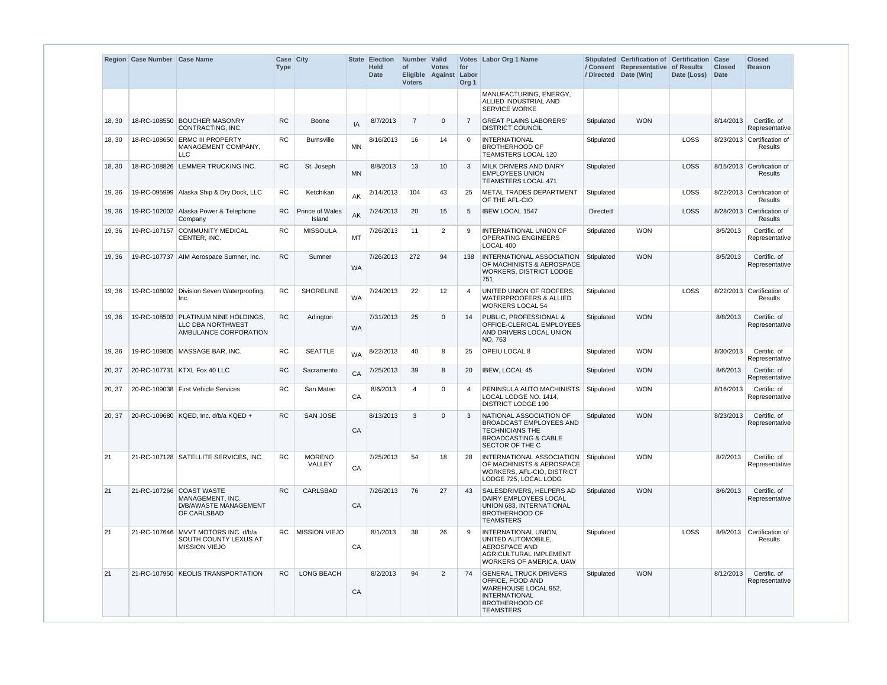| Region | Case Number | Case Name | Case Type | City | State | Election Held Date | Number of Eligible Voters | Valid Votes Against | Votes for Labor Org 1 | Labor Org 1 Name | Stipulated / Consent / Directed | Certification of Representative Date (Win) | Certification of Results Date (Loss) | Case Closed Date | Closed Reason |
|---|---|---|---|---|---|---|---|---|---|---|---|---|---|---|---|
| | | | | | | | | | | MANUFACTURING, ENERGY, ALLIED INDUSTRIAL AND SERVICE WORKE | | | | | |
| 18, 30 | 18-RC-108550 | BOUCHER MASONRY CONTRACTING, INC. | RC | Boone | IA | 8/7/2013 | 7 | 0 | 7 | GREAT PLAINS LABORERS' DISTRICT COUNCIL | Stipulated | WON | | 8/14/2013 | Certific. of Representative |
| 18, 30 | 18-RC-108650 | ERMC III PROPERTY MANAGEMENT COMPANY, LLC | RC | Burnsville | MN | 8/16/2013 | 16 | 14 | 0 | INTERNATIONAL BROTHERHOOD OF TEAMSTERS LOCAL 120 | Stipulated | | LOSS | 8/23/2013 | Certification of Results |
| 18, 30 | 18-RC-108826 | LEMMER TRUCKING INC. | RC | St. Joseph | MN | 8/8/2013 | 13 | 10 | 3 | MILK DRIVERS AND DAIRY EMPLOYEES UNION TEAMSTERS LOCAL 471 | Stipulated | | LOSS | 8/15/2013 | Certification of Results |
| 19, 36 | 19-RC-095999 | Alaska Ship & Dry Dock, LLC | RC | Ketchikan | AK | 2/14/2013 | 104 | 43 | 25 | METAL TRADES DEPARTMENT OF THE AFL-CIO | Stipulated | | LOSS | 8/22/2013 | Certification of Results |
| 19, 36 | 19-RC-102002 | Alaska Power & Telephone Company | RC | Prince of Wales Island | AK | 7/24/2013 | 20 | 15 | 5 | IBEW LOCAL 1547 | Directed | | LOSS | 8/28/2013 | Certification of Results |
| 19, 36 | 19-RC-107157 | COMMUNITY MEDICAL CENTER, INC. | RC | MISSOULA | MT | 7/26/2013 | 11 | 2 | 9 | INTERNATIONAL UNION OF OPERATING ENGINEERS LOCAL 400 | Stipulated | WON | | 8/5/2013 | Certific. of Representative |
| 19, 36 | 19-RC-107737 | AIM Aerospace Sumner, Inc. | RC | Sumner | WA | 7/26/2013 | 272 | 94 | 138 | INTERNATIONAL ASSOCIATION OF MACHINISTS & AEROSPACE WORKERS, DISTRICT LODGE 751 | Stipulated | WON | | 8/5/2013 | Certific. of Representative |
| 19, 36 | 19-RC-108092 | Division Seven Waterproofing, Inc. | RC | SHORELINE | WA | 7/24/2013 | 22 | 12 | 4 | UNITED UNION OF ROOFERS, WATERPROOFERS & ALLIED WORKERS LOCAL 54 | Stipulated | | LOSS | 8/22/2013 | Certification of Results |
| 19, 36 | 19-RC-108503 | PLATINUM NINE HOLDINGS, LLC DBA NORTHWEST AMBULANCE CORPORATION | RC | Arlington | WA | 7/31/2013 | 25 | 0 | 14 | PUBLIC, PROFESSIONAL & OFFICE-CLERICAL EMPLOYEES AND DRIVERS LOCAL UNION NO. 763 | Stipulated | WON | | 8/8/2013 | Certific. of Representative |
| 19, 36 | 19-RC-109805 | MASSAGE BAR, INC. | RC | SEATTLE | WA | 8/22/2013 | 40 | 8 | 25 | OPEIU LOCAL 8 | Stipulated | WON | | 8/30/2013 | Certific. of Representative |
| 20, 37 | 20-RC-107731 | KTXL Fox 40 LLC | RC | Sacramento | CA | 7/25/2013 | 39 | 8 | 20 | IBEW, LOCAL 45 | Stipulated | WON | | 8/6/2013 | Certific. of Representative |
| 20, 37 | 20-RC-109038 | First Vehicle Services | RC | San Mateo | CA | 8/6/2013 | 4 | 0 | 4 | PENINSULA AUTO MACHINISTS LOCAL LODGE NO. 1414, DISTRICT LODGE 190 | Stipulated | WON | | 8/16/2013 | Certific. of Representative |
| 20, 37 | 20-RC-109680 | KQED, Inc. d/b/a KQED + | RC | SAN JOSE | CA | 8/13/2013 | 3 | 0 | 3 | NATIONAL ASSOCIATION OF BROADCAST EMPLOYEES AND TECHNICIANS THE BROADCASTING & CABLE SECTOR OF THE C | Stipulated | WON | | 8/23/2013 | Certific. of Representative |
| 21 | 21-RC-107128 | SATELLITE SERVICES, INC. | RC | MORENO VALLEY | CA | 7/25/2013 | 54 | 18 | 28 | INTERNATIONAL ASSOCIATION OF MACHINISTS & AEROSPACE WORKERS, AFL-CIO, DISTRICT LODGE 725, LOCAL LODG | Stipulated | WON | | 8/2/2013 | Certific. of Representative |
| 21 | 21-RC-107266 | COAST WASTE MANAGEMENT, INC. D/B/AWASTE MANAGEMENT OF CARLSBAD | RC | CARLSBAD | CA | 7/26/2013 | 76 | 27 | 43 | SALESDRIVERS, HELPERS AD DAIRY EMPLOYEES LOCAL UNION 683, INTERNATIONAL BROTHERHOOD OF TEAMSTERS | Stipulated | WON | | 8/6/2013 | Certific. of Representative |
| 21 | 21-RC-107646 | MVVT MOTORS INC. d/b/a SOUTH COUNTY LEXUS AT MISSION VIEJO | RC | MISSION VIEJO | CA | 8/1/2013 | 38 | 26 | 9 | INTERNATIONAL UNION, UNITED AUTOMOBILE, AEROSPACE AND AGRICULTURAL IMPLEMENT WORKERS OF AMERICA, UAW | Stipulated | | LOSS | 8/9/2013 | Certification of Results |
| 21 | 21-RC-107950 | KEOLIS TRANSPORTATION | RC | LONG BEACH | CA | 8/2/2013 | 94 | 2 | 74 | GENERAL TRUCK DRIVERS OFFICE, FOOD AND WAREHOUSE LOCAL 952, INTERNATIONAL BROTHERHOOD OF TEAMSTERS | Stipulated | WON | | 8/12/2013 | Certific. of Representative |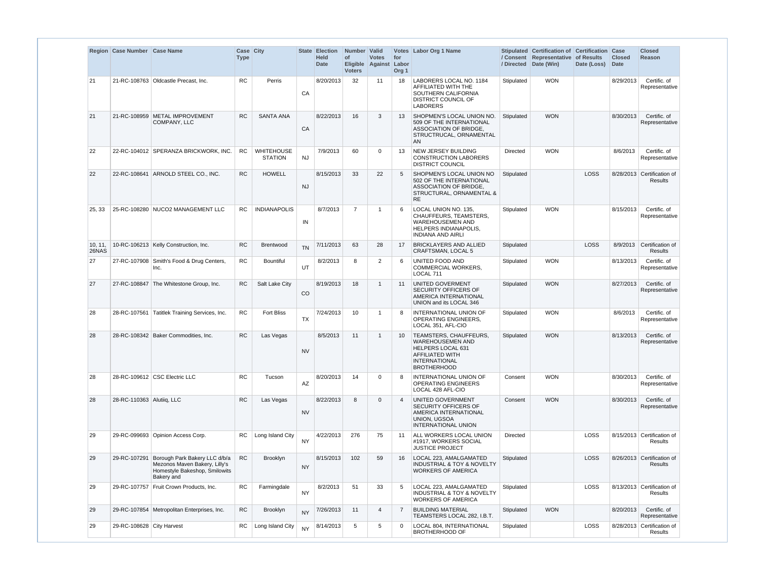| Region | Case Number | Case Name | Case Type | City | State | Election Held Date | Number of Eligible Voters | Valid Votes Against | Votes for Labor Org 1 | Labor Org 1 Name | Stipulated / Consent / Directed | Certification of Representative Date (Win) | Certification of Results Date (Loss) | Case Closed Date | Closed Reason |
|---|---|---|---|---|---|---|---|---|---|---|---|---|---|---|---|
| 21 | 21-RC-108763 | Oldcastle Precast, Inc. | RC | Perris | CA | 8/20/2013 | 32 | 11 | 18 | LABORERS LOCAL NO. 1184 AFFILIATED WITH THE SOUTHERN CALIFORNIA DISTRICT COUNCIL OF LABORERS | Stipulated | WON | | 8/29/2013 | Certific. of Representative |
| 21 | 21-RC-108959 | METAL IMPROVEMENT COMPANY, LLC | RC | SANTA ANA | CA | 8/22/2013 | 16 | 3 | 13 | SHOPMEN'S LOCAL UNION NO. 509 OF THE INTERNATIONAL ASSOCIATION OF BRIDGE, STRUCTRUCAL, ORNAMENTAL AN | Stipulated | WON | | 8/30/2013 | Certific. of Representative |
| 22 | 22-RC-104012 | SPERANZA BRICKWORK, INC. | RC | WHITEHOUSE STATION | NJ | 7/9/2013 | 60 | 0 | 13 | NEW JERSEY BUILDING CONSTRUCTION LABORERS DISTRICT COUNCIL | Directed | WON | | 8/6/2013 | Certific. of Representative |
| 22 | 22-RC-108641 | ARNOLD STEEL CO., INC. | RC | HOWELL | NJ | 8/15/2013 | 33 | 22 | 5 | SHOPMEN'S LOCAL UNION NO 502 OF THE INTERNATIONAL ASSOCIATION OF BRIDGE, STRUCTURAL, ORNAMENTAL & RE | Stipulated | | LOSS | 8/28/2013 | Certification of Results |
| 25, 33 | 25-RC-108280 | NUCO2 MANAGEMENT LLC | RC | INDIANAPOLIS | IN | 8/7/2013 | 7 | 1 | 6 | LOCAL UNION NO. 135, CHAUFFEURS, TEAMSTERS, WAREHOUSEMEN AND HELPERS INDIANAPOLIS, INDIANA AND AIRLI | Stipulated | WON | | 8/15/2013 | Certific. of Representative |
| 10, 11, 26NAS | 10-RC-106213 | Kelly Construction, Inc. | RC | Brentwood | TN | 7/11/2013 | 63 | 28 | 17 | BRICKLAYERS AND ALLIED CRAFTSMAN, LOCAL 5 | Stipulated | | LOSS | 8/9/2013 | Certification of Results |
| 27 | 27-RC-107908 | Smith's Food & Drug Centers, Inc. | RC | Bountiful | UT | 8/2/2013 | 8 | 2 | 6 | UNITED FOOD AND COMMERCIAL WORKERS, LOCAL 711 | Stipulated | WON | | 8/13/2013 | Certific. of Representative |
| 27 | 27-RC-108847 | The Whitestone Group, Inc. | RC | Salt Lake City | CO | 8/19/2013 | 18 | 1 | 11 | UNITED GOVERMENT SECURITY OFFICERS OF AMERICA INTERNATIONAL UNION and its LOCAL 346 | Stipulated | WON | | 8/27/2013 | Certific. of Representative |
| 28 | 28-RC-107561 | Tatitlek Training Services, Inc. | RC | Fort Bliss | TX | 7/24/2013 | 10 | 1 | 8 | INTERNATIONAL UNION OF OPERATING ENGINEERS, LOCAL 351, AFL-CIO | Stipulated | WON | | 8/6/2013 | Certific. of Representative |
| 28 | 28-RC-108342 | Baker Commodities, Inc. | RC | Las Vegas | NV | 8/5/2013 | 11 | 1 | 10 | TEAMSTERS, CHAUFFEURS, WAREHOUSEMEN AND HELPERS LOCAL 631 AFFILIATED WITH INTERNATIONAL BROTHERHOOD | Stipulated | WON | | 8/13/2013 | Certific. of Representative |
| 28 | 28-RC-109612 | CSC Electric LLC | RC | Tucson | AZ | 8/20/2013 | 14 | 0 | 8 | INTERNATIONAL UNION OF OPERATING ENGINEERS LOCAL 428 AFL-CIO | Consent | WON | | 8/30/2013 | Certific. of Representative |
| 28 | 28-RC-110363 | Alutiiq, LLC | RC | Las Vegas | NV | 8/22/2013 | 8 | 0 | 4 | UNITED GOVERNMENT SECURITY OFFICERS OF AMERICA INTERNATIONAL UNION, UGSOA INTERNATIONAL UNION | Consent | WON | | 8/30/2013 | Certific. of Representative |
| 29 | 29-RC-099693 | Opinion Access Corp. | RC | Long Island City | NY | 4/22/2013 | 276 | 75 | 11 | ALL WORKERS LOCAL UNION #1917, WORKERS SOCIAL JUSTICE PROJECT | Directed | | LOSS | 8/15/2013 | Certification of Results |
| 29 | 29-RC-107291 | Borough Park Bakery LLC d/b/a Mezonos Maven Bakery, Lilly's Homestyle Bakeshop, Smilowits Bakery and | RC | Brooklyn | NY | 8/15/2013 | 102 | 59 | 16 | LOCAL 223, AMALGAMATED INDUSTRIAL & TOY & NOVELTY WORKERS OF AMERICA | Stipulated | | LOSS | 8/26/2013 | Certification of Results |
| 29 | 29-RC-107757 | Fruit Crown Products, Inc. | RC | Farmingdale | NY | 8/2/2013 | 51 | 33 | 5 | LOCAL 223, AMALGAMATED INDUSTRIAL & TOY & NOVELTY WORKERS OF AMERICA | Stipulated | | LOSS | 8/13/2013 | Certification of Results |
| 29 | 29-RC-107854 | Metropolitan Enterprises, Inc. | RC | Brooklyn | NY | 7/26/2013 | 11 | 4 | 7 | BUILDING MATERIAL TEAMSTERS LOCAL 282, I.B.T. | Stipulated | WON | | 8/20/2013 | Certific. of Representative |
| 29 | 29-RC-108628 | City Harvest | RC | Long Island City | NY | 8/14/2013 | 5 | 5 | 0 | LOCAL 804, INTERNATIONAL BROTHERHOOD OF | Stipulated | | LOSS | 8/28/2013 | Certification of Results |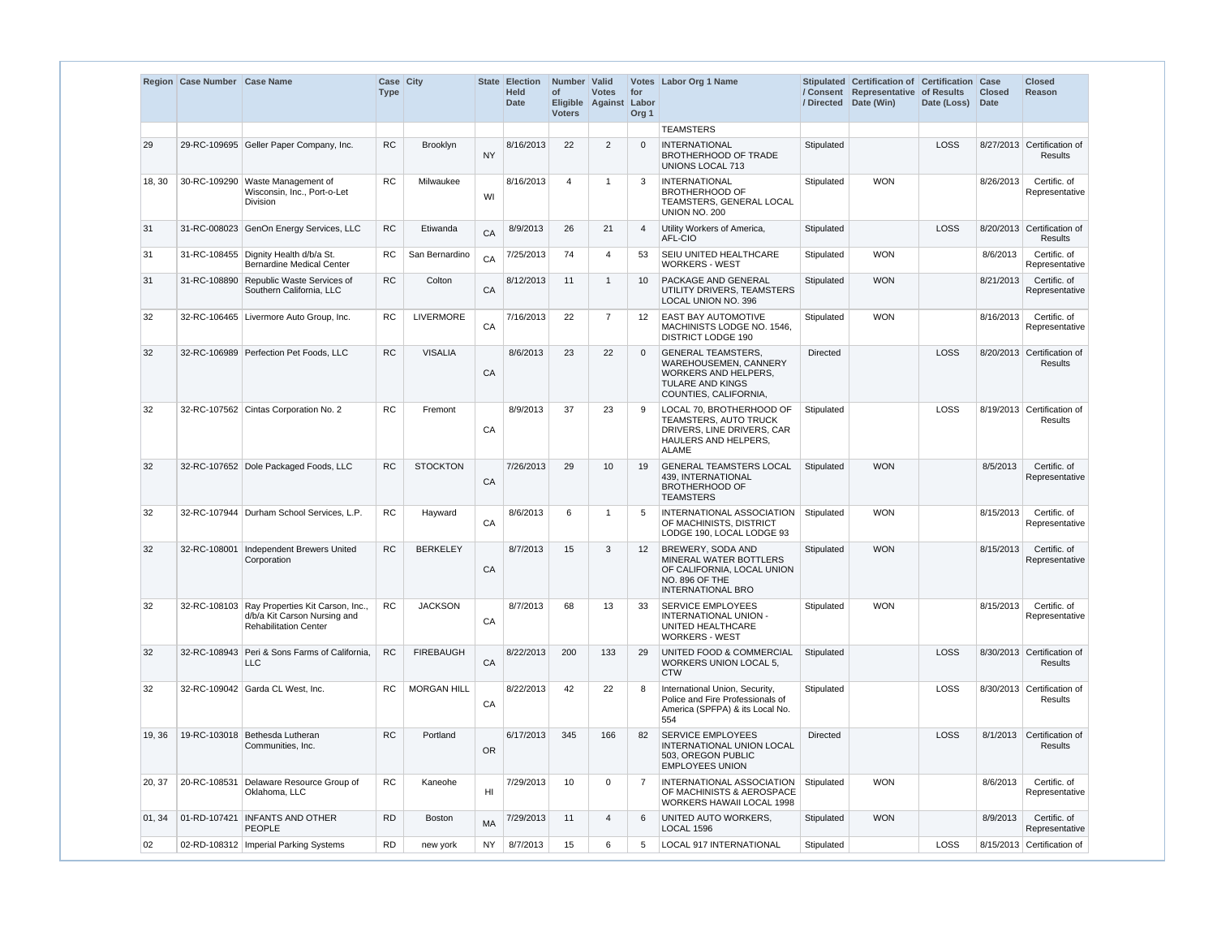| Region | Case Number | Case Name | Case Type | City | State | Election Held Date | Number of Eligible Voters | Valid Votes Against | Votes for Labor Org 1 | Labor Org 1 Name | Stipulated / Consent / Directed | Certification of Representative Date (Win) | Certification of Results Date (Loss) | Case Closed Date | Closed Reason |
|---|---|---|---|---|---|---|---|---|---|---|---|---|---|---|---|
| | | | | | | | | | | TEAMSTERS | | | | | |
| 29 | 29-RC-109695 | Geller Paper Company, Inc. | RC | Brooklyn | NY | 8/16/2013 | 22 | 2 | 0 | INTERNATIONAL BROTHERHOOD OF TRADE UNIONS LOCAL 713 | Stipulated | | LOSS | 8/27/2013 | Certification of Results |
| 18, 30 | 30-RC-109290 | Waste Management of Wisconsin, Inc., Port-o-Let Division | RC | Milwaukee | WI | 8/16/2013 | 4 | 1 | 3 | INTERNATIONAL BROTHERHOOD OF TEAMSTERS, GENERAL LOCAL UNION NO. 200 | Stipulated | WON | | 8/26/2013 | Certific. of Representative |
| 31 | 31-RC-008023 | GenOn Energy Services, LLC | RC | Etiwanda | CA | 8/9/2013 | 26 | 21 | 4 | Utility Workers of America, AFL-CIO | Stipulated | | LOSS | 8/20/2013 | Certification of Results |
| 31 | 31-RC-108455 | Dignity Health d/b/a St. Bernardine Medical Center | RC | San Bernardino | CA | 7/25/2013 | 74 | 4 | 53 | SEIU UNITED HEALTHCARE WORKERS - WEST | Stipulated | WON | | 8/6/2013 | Certific. of Representative |
| 31 | 31-RC-108890 | Republic Waste Services of Southern California, LLC | RC | Colton | CA | 8/12/2013 | 11 | 1 | 10 | PACKAGE AND GENERAL UTILITY DRIVERS, TEAMSTERS LOCAL UNION NO. 396 | Stipulated | WON | | 8/21/2013 | Certific. of Representative |
| 32 | 32-RC-106465 | Livermore Auto Group, Inc. | RC | LIVERMORE | CA | 7/16/2013 | 22 | 7 | 12 | EAST BAY AUTOMOTIVE MACHINISTS LODGE NO. 1546, DISTRICT LODGE 190 | Stipulated | WON | | 8/16/2013 | Certific. of Representative |
| 32 | 32-RC-106989 | Perfection Pet Foods, LLC | RC | VISALIA | CA | 8/6/2013 | 23 | 22 | 0 | GENERAL TEAMSTERS, WAREHOUSEMEN, CANNERY WORKERS AND HELPERS, TULARE AND KINGS COUNTIES, CALIFORNIA, | Directed | | LOSS | 8/20/2013 | Certification of Results |
| 32 | 32-RC-107562 | Cintas Corporation No. 2 | RC | Fremont | CA | 8/9/2013 | 37 | 23 | 9 | LOCAL 70, BROTHERHOOD OF TEAMSTERS, AUTO TRUCK DRIVERS, LINE DRIVERS, CAR HAULERS AND HELPERS, ALAME | Stipulated | | LOSS | 8/19/2013 | Certification of Results |
| 32 | 32-RC-107652 | Dole Packaged Foods, LLC | RC | STOCKTON | CA | 7/26/2013 | 29 | 10 | 19 | GENERAL TEAMSTERS LOCAL 439, INTERNATIONAL BROTHERHOOD OF TEAMSTERS | Stipulated | WON | | 8/5/2013 | Certific. of Representative |
| 32 | 32-RC-107944 | Durham School Services, L.P. | RC | Hayward | CA | 8/6/2013 | 6 | 1 | 5 | INTERNATIONAL ASSOCIATION OF MACHINISTS, DISTRICT LODGE 190, LOCAL LODGE 93 | Stipulated | WON | | 8/15/2013 | Certific. of Representative |
| 32 | 32-RC-108001 | Independent Brewers United Corporation | RC | BERKELEY | CA | 8/7/2013 | 15 | 3 | 12 | BREWERY, SODA AND MINERAL WATER BOTTLERS OF CALIFORNIA, LOCAL UNION NO. 896 OF THE INTERNATIONAL BRO | Stipulated | WON | | 8/15/2013 | Certific. of Representative |
| 32 | 32-RC-108103 | Ray Properties Kit Carson, Inc., d/b/a Kit Carson Nursing and Rehabilitation Center | RC | JACKSON | CA | 8/7/2013 | 68 | 13 | 33 | SERVICE EMPLOYEES INTERNATIONAL UNION - UNITED HEALTHCARE WORKERS - WEST | Stipulated | WON | | 8/15/2013 | Certific. of Representative |
| 32 | 32-RC-108943 | Peri & Sons Farms of California, LLC | RC | FIREBAUGH | CA | 8/22/2013 | 200 | 133 | 29 | UNITED FOOD & COMMERCIAL WORKERS UNION LOCAL 5, CTW | Stipulated | | LOSS | 8/30/2013 | Certification of Results |
| 32 | 32-RC-109042 | Garda CL West, Inc. | RC | MORGAN HILL | CA | 8/22/2013 | 42 | 22 | 8 | International Union, Security, Police and Fire Professionals of America (SPFPA) & its Local No. 554 | Stipulated | | LOSS | 8/30/2013 | Certification of Results |
| 19, 36 | 19-RC-103018 | Bethesda Lutheran Communities, Inc. | RC | Portland | OR | 6/17/2013 | 345 | 166 | 82 | SERVICE EMPLOYEES INTERNATIONAL UNION LOCAL 503, OREGON PUBLIC EMPLOYEES UNION | Directed | | LOSS | 8/1/2013 | Certification of Results |
| 20, 37 | 20-RC-108531 | Delaware Resource Group of Oklahoma, LLC | RC | Kaneohe | HI | 7/29/2013 | 10 | 0 | 7 | INTERNATIONAL ASSOCIATION OF MACHINISTS & AEROSPACE WORKERS HAWAII LOCAL 1998 | Stipulated | WON | | 8/6/2013 | Certific. of Representative |
| 01, 34 | 01-RD-107421 | INFANTS AND OTHER PEOPLE | RD | Boston | MA | 7/29/2013 | 11 | 4 | 6 | UNITED AUTO WORKERS, LOCAL 1596 | Stipulated | WON | | 8/9/2013 | Certific. of Representative |
| 02 | 02-RD-108312 | Imperial Parking Systems | RD | new york | NY | 8/7/2013 | 15 | 6 | 5 | LOCAL 917 INTERNATIONAL | Stipulated | | LOSS | 8/15/2013 | Certification of |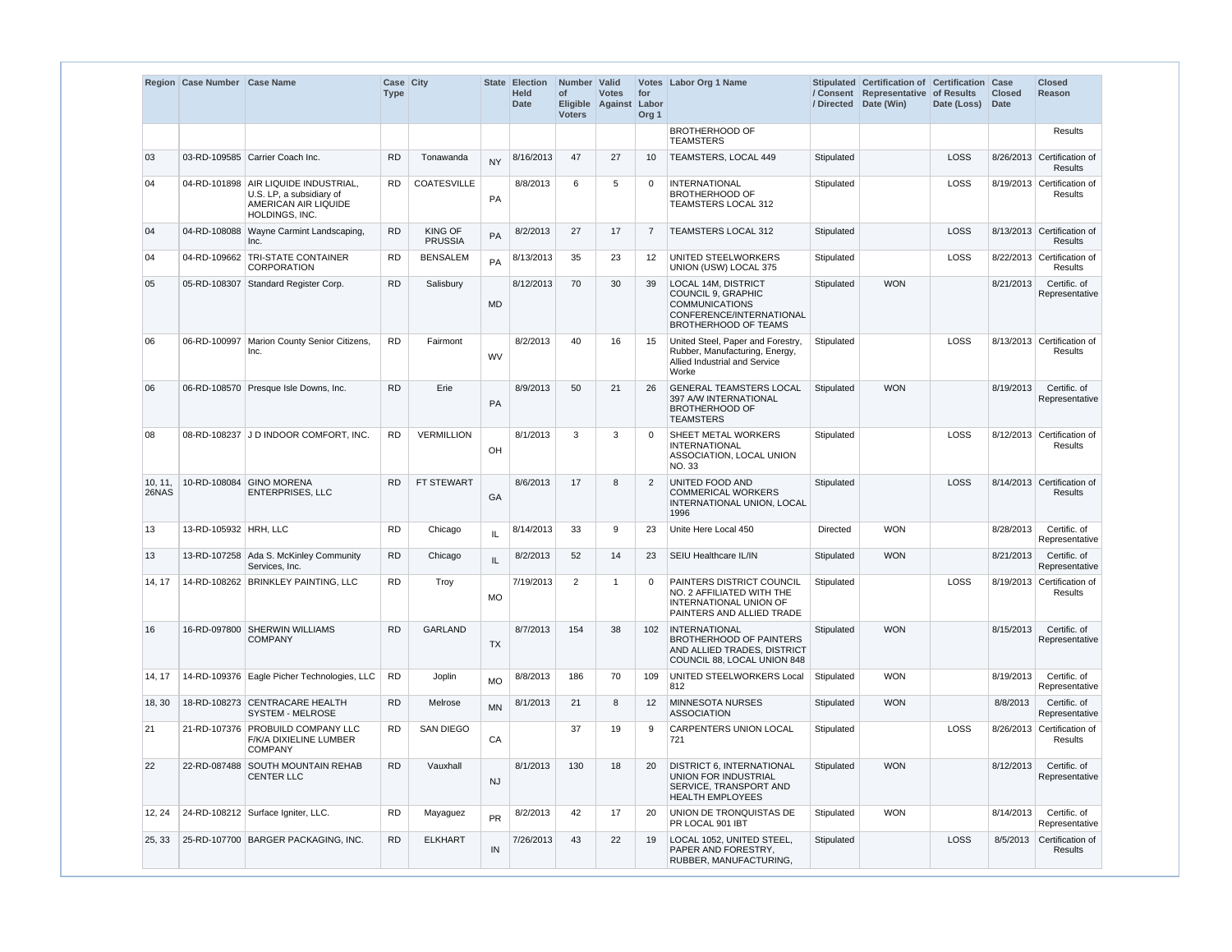| Region | Case Number | Case Name | Case Type | City | State | Election Held Date | Number of Eligible Voters | Valid Votes Against | Votes for Labor Org 1 | Labor Org 1 Name | Stipulated / Consent / Directed | Certification of Representative Date (Win) | Certification of Results Date (Loss) | Case Closed Date | Closed Reason |
|---|---|---|---|---|---|---|---|---|---|---|---|---|---|---|---|
| | | | | | | | | | | BROTHERHOOD OF TEAMSTERS | | | | | Results |
| 03 | 03-RD-109585 | Carrier Coach Inc. | RD | Tonawanda | NY | 8/16/2013 | 47 | 27 | 10 | TEAMSTERS, LOCAL 449 | Stipulated | | LOSS | 8/26/2013 | Certification of Results |
| 04 | 04-RD-101898 | AIR LIQUIDE INDUSTRIAL, U.S. LP, a subsidiary of AMERICAN AIR LIQUIDE HOLDINGS, INC. | RD | COATESVILLE | PA | 8/8/2013 | 6 | 5 | 0 | INTERNATIONAL BROTHERHOOD OF TEAMSTERS LOCAL 312 | Stipulated | | LOSS | 8/19/2013 | Certification of Results |
| 04 | 04-RD-108088 | Wayne Carmint Landscaping, Inc. | RD | KING OF PRUSSIA | PA | 8/2/2013 | 27 | 17 | 7 | TEAMSTERS LOCAL 312 | Stipulated | | LOSS | 8/13/2013 | Certification of Results |
| 04 | 04-RD-109662 | TRI-STATE CONTAINER CORPORATION | RD | BENSALEM | PA | 8/13/2013 | 35 | 23 | 12 | UNITED STEELWORKERS UNION (USW) LOCAL 375 | Stipulated | | LOSS | 8/22/2013 | Certification of Results |
| 05 | 05-RD-108307 | Standard Register Corp. | RD | Salisbury | MD | 8/12/2013 | 70 | 30 | 39 | LOCAL 14M, DISTRICT COUNCIL 9, GRAPHIC COMMUNICATIONS CONFERENCE/INTERNATIONAL BROTHERHOOD OF TEAMS | Stipulated | WON | | 8/21/2013 | Certific. of Representative |
| 06 | 06-RD-100997 | Marion County Senior Citizens, Inc. | RD | Fairmont | WV | 8/2/2013 | 40 | 16 | 15 | United Steel, Paper and Forestry, Rubber, Manufacturing, Energy, Allied Industrial and Service Worke | Stipulated | | LOSS | 8/13/2013 | Certification of Results |
| 06 | 06-RD-108570 | Presque Isle Downs, Inc. | RD | Erie | PA | 8/9/2013 | 50 | 21 | 26 | GENERAL TEAMSTERS LOCAL 397 A/W INTERNATIONAL BROTHERHOOD OF TEAMSTERS | Stipulated | WON | | 8/19/2013 | Certific. of Representative |
| 08 | 08-RD-108237 | J D INDOOR COMFORT, INC. | RD | VERMILLION | OH | 8/1/2013 | 3 | 3 | 0 | SHEET METAL WORKERS INTERNATIONAL ASSOCIATION, LOCAL UNION NO. 33 | Stipulated | | LOSS | 8/12/2013 | Certification of Results |
| 10, 11, 26NAS | 10-RD-108084 | GINO MORENA ENTERPRISES, LLC | RD | FT STEWART | GA | 8/6/2013 | 17 | 8 | 2 | UNITED FOOD AND COMMERICAL WORKERS INTERNATIONAL UNION, LOCAL 1996 | Stipulated | | LOSS | 8/14/2013 | Certification of Results |
| 13 | 13-RD-105932 | HRH, LLC | RD | Chicago | IL | 8/14/2013 | 33 | 9 | 23 | Unite Here Local 450 | Directed | WON | | 8/28/2013 | Certific. of Representative |
| 13 | 13-RD-107258 | Ada S. McKinley Community Services, Inc. | RD | Chicago | IL | 8/2/2013 | 52 | 14 | 23 | SEIU Healthcare IL/IN | Stipulated | WON | | 8/21/2013 | Certific. of Representative |
| 14, 17 | 14-RD-108262 | BRINKLEY PAINTING, LLC | RD | Troy | MO | 7/19/2013 | 2 | 1 | 0 | PAINTERS DISTRICT COUNCIL NO. 2 AFFILIATED WITH THE INTERNATIONAL UNION OF PAINTERS AND ALLIED TRADE | Stipulated | | LOSS | 8/19/2013 | Certification of Results |
| 16 | 16-RD-097800 | SHERWIN WILLIAMS COMPANY | RD | GARLAND | TX | 8/7/2013 | 154 | 38 | 102 | INTERNATIONAL BROTHERHOOD OF PAINTERS AND ALLIED TRADES, DISTRICT COUNCIL 88, LOCAL UNION 848 | Stipulated | WON | | 8/15/2013 | Certific. of Representative |
| 14, 17 | 14-RD-109376 | Eagle Picher Technologies, LLC | RD | Joplin | MO | 8/8/2013 | 186 | 70 | 109 | UNITED STEELWORKERS Local 812 | Stipulated | WON | | 8/19/2013 | Certific. of Representative |
| 18, 30 | 18-RD-108273 | CENTRACARE HEALTH SYSTEM - MELROSE | RD | Melrose | MN | 8/1/2013 | 21 | 8 | 12 | MINNESOTA NURSES ASSOCIATION | Stipulated | WON | | 8/8/2013 | Certific. of Representative |
| 21 | 21-RD-107376 | PROBUILD COMPANY LLC F/K/A DIXIELINE LUMBER COMPANY | RD | SAN DIEGO | CA | | 37 | 19 | 9 | CARPENTERS UNION LOCAL 721 | Stipulated | | LOSS | 8/26/2013 | Certification of Results |
| 22 | 22-RD-087488 | SOUTH MOUNTAIN REHAB CENTER LLC | RD | Vauxhall | NJ | 8/1/2013 | 130 | 18 | 20 | DISTRICT 6, INTERNATIONAL UNION FOR INDUSTRIAL SERVICE, TRANSPORT AND HEALTH EMPLOYEES | Stipulated | WON | | 8/12/2013 | Certific. of Representative |
| 12, 24 | 24-RD-108212 | Surface Igniter, LLC. | RD | Mayaguez | PR | 8/2/2013 | 42 | 17 | 20 | UNION DE TRONQUISTAS DE PR LOCAL 901 IBT | Stipulated | WON | | 8/14/2013 | Certific. of Representative |
| 25, 33 | 25-RD-107700 | BARGER PACKAGING, INC. | RD | ELKHART | IN | 7/26/2013 | 43 | 22 | 19 | LOCAL 1052, UNITED STEEL, PAPER AND FORESTRY, RUBBER, MANUFACTURING, | Stipulated | | LOSS | 8/5/2013 | Certification of Results |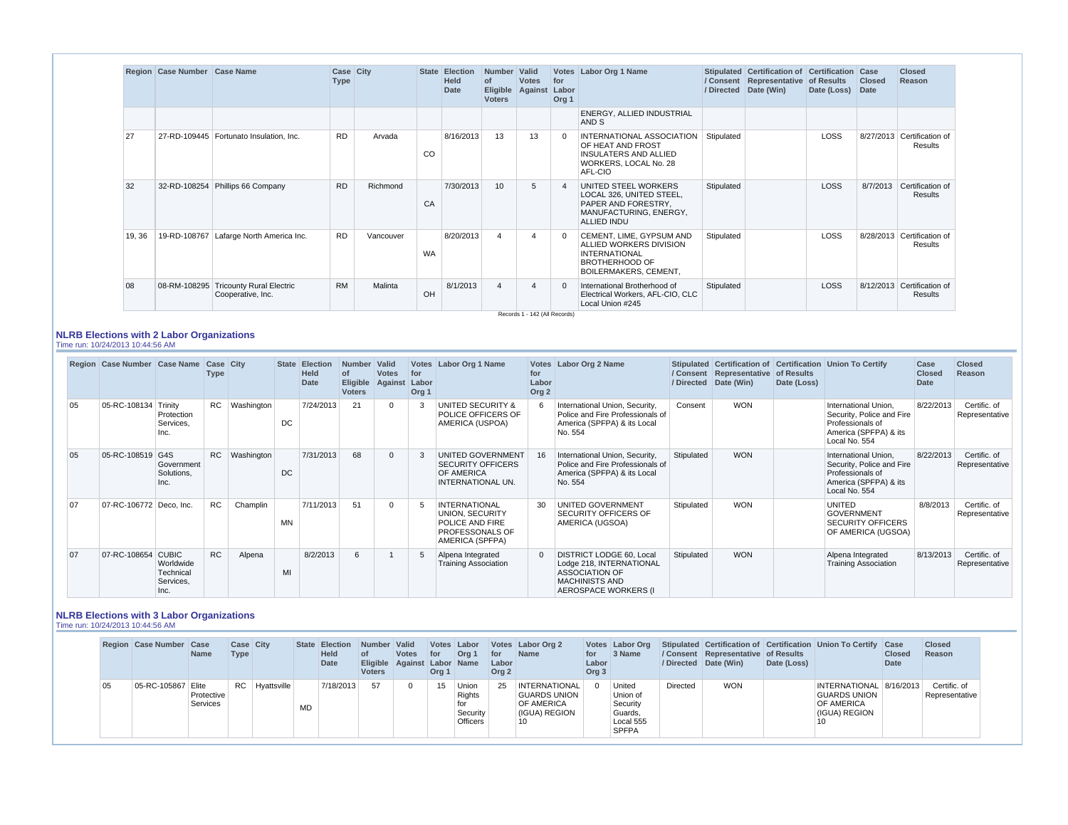| Region | Case Number | Case Name | Case Type | City | State | Election Held Date | Number of Eligible Voters | Valid Votes Against | Votes for Labor Org 1 | Labor Org 1 Name | Stipulated / Consent / Directed | Certification of Representative Date (Win) | Certification of Results Date (Loss) | Case Closed Date | Closed Reason |
|---|---|---|---|---|---|---|---|---|---|---|---|---|---|---|---|
| | | | | | | | | | | ENERGY, ALLIED INDUSTRIAL AND S | | | | | |
| 27 | 27-RD-109445 | Fortunato Insulation, Inc. | RD | Arvada | CO | 8/16/2013 | 13 | 13 | 0 | INTERNATIONAL ASSOCIATION OF HEAT AND FROST INSULATERS AND ALLIED WORKERS, LOCAL NO. 28 AFL-CIO | Stipulated | | LOSS | 8/27/2013 | Certification of Results |
| 32 | 32-RD-108254 | Phillips 66 Company | RD | Richmond | CA | 7/30/2013 | 10 | 5 | 4 | UNITED STEEL WORKERS LOCAL 326, UNITED STEEL, PAPER AND FORESTRY, MANUFACTURING, ENERGY, ALLIED INDU | Stipulated | | LOSS | 8/7/2013 | Certification of Results |
| 19, 36 | 19-RD-108767 | Lafarge North America Inc. | RD | Vancouver | WA | 8/20/2013 | 4 | 4 | 0 | CEMENT, LIME, GYPSUM AND ALLIED WORKERS DIVISION INTERNATIONAL BROTHERHOOD OF BOILERMAKERS, CEMENT, | Stipulated | | LOSS | 8/28/2013 | Certification of Results |
| 08 | 08-RM-108295 | Tricounty Rural Electric Cooperative, Inc. | RM | Malinta | OH | 8/1/2013 | 4 | 4 | 0 | International Brotherhood of Electrical Workers, AFL-CIO, CLC Local Union #245 | Stipulated | | LOSS | 8/12/2013 | Certification of Results |

Records 1 - 142 (All Records)

### NLRB Elections with 2 Labor Organizations

Time run: 10/24/2013 10:44:56 AM

| Region | Case Number | Case Name | Case Type | City | State | Election Held Date | Number of Eligible Voters | Valid Votes Against | Votes for Labor Org 1 | Labor Org 1 Name | Votes for Labor Org 2 | Labor Org 2 Name | Stipulated / Consent / Directed | Certification of Representative Date (Win) | Certification of Results Date (Loss) | Union To Certify | Case Closed Date | Closed Reason |
|---|---|---|---|---|---|---|---|---|---|---|---|---|---|---|---|---|---|---|
| 05 | 05-RC-108134 | Trinity Protection Services, Inc. | RC | Washington | DC | 7/24/2013 | 21 | 0 | 3 | UNITED SECURITY & POLICE OFFICERS OF AMERICA (USPOA) | 6 | International Union, Security, Police and Fire Professionals of America (SPFPA) & its Local No. 554 | Consent | WON | | International Union, Security, Police and Fire Professionals of America (SPFPA) & its Local No. 554 | 8/22/2013 | Certific. of Representative |
| 05 | 05-RC-108519 | G4S Government Solutions, Inc. | RC | Washington | DC | 7/31/2013 | 68 | 0 | 3 | UNITED GOVERNMENT SECURITY OFFICERS OF AMERICA INTERNATIONAL UN. | 16 | International Union, Security, Police and Fire Professionals of America (SPFPA) & its Local No. 554 | Stipulated | WON | | International Union, Security, Police and Fire Professionals of America (SPFPA) & its Local No. 554 | 8/22/2013 | Certific. of Representative |
| 07 | 07-RC-106772 | Deco, Inc. | RC | Champlin | MN | 7/11/2013 | 51 | 0 | 5 | INTERNATIONAL UNION, SECURITY POLICE AND FIRE PROFESSONALS OF AMERICA (SPFPA) | 30 | UNITED GOVERNMENT SECURITY OFFICERS OF AMERICA (UGSOA) | Stipulated | WON | | UNITED GOVERNMENT SECURITY OFFICERS OF AMERICA (UGSOA) | 8/8/2013 | Certific. of Representative |
| 07 | 07-RC-108654 | CUBIC Worldwide Technical Services, Inc. | RC | Alpena | MI | 8/2/2013 | 6 | 1 | 5 | Alpena Integrated Training Association | 0 | DISTRICT LODGE 60, Local Lodge 218, INTERNATIONAL ASSOCIATION OF MACHINISTS AND AEROSPACE WORKERS (I | Stipulated | WON | | Alpena Integrated Training Association | 8/13/2013 | Certific. of Representative |

### NLRB Elections with 3 Labor Organizations

Time run: 10/24/2013 10:44:56 AM

| Region | Case Number | Case Name | Case Type | City | State | Election Held Date | Number of Eligible Voters | Valid Votes Against | Votes for Labor Org 1 | Labor Org 1 Name | Votes for Labor Org 2 | Labor Org 2 Name | Votes for Labor Org 3 | Labor Org 3 Name | Stipulated / Consent / Directed | Certification of Representative Date (Win) | Certification of Results Date (Loss) | Union To Certify | Case Closed Date | Closed Reason |
|---|---|---|---|---|---|---|---|---|---|---|---|---|---|---|---|---|---|---|---|---|
| 05 | 05-RC-105867 | Elite Protective Services | RC | Hyattsville | MD | 7/18/2013 | 57 | 0 | 15 | Union Rights for Security Officers | 25 | INTERNATIONAL GUARDS UNION OF AMERICA (IGUA) REGION 10 | 0 | United Union of Security Guards, Local 555 SPFPA | Directed | WON | | INTERNATIONAL GUARDS UNION OF AMERICA (IGUA) REGION 10 | 8/16/2013 | Certific. of Representative |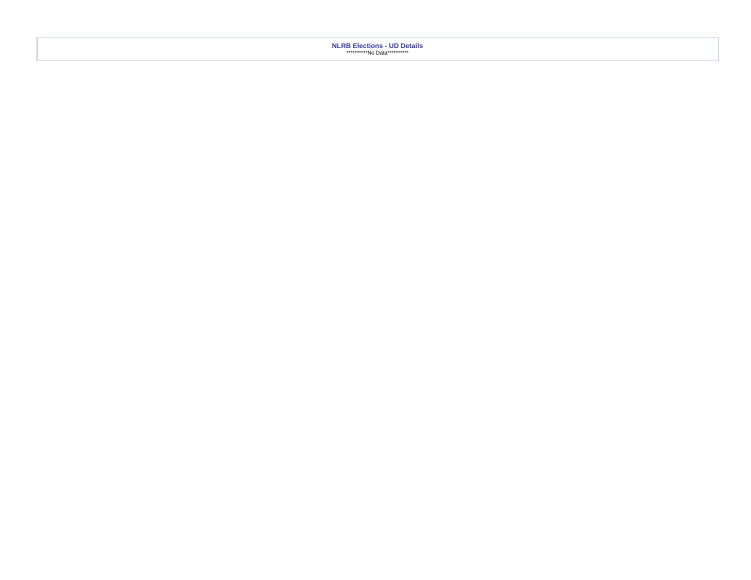**NLRB Elections - UD Details**

**********No Data**********